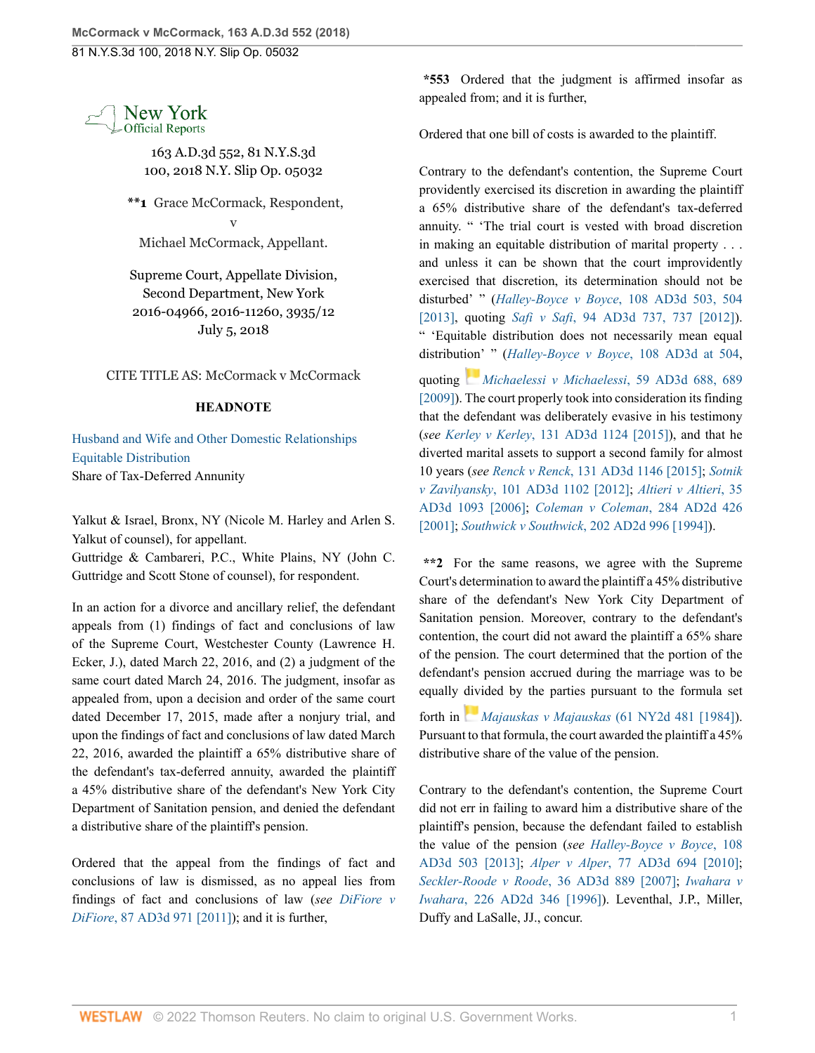New York Official Reports

163 A.D.3d 552, 81 N.Y.S.3d 100, 2018 N.Y. Slip Op. 05032

**\*\*1** Grace McCormack, Respondent,

v

Michael McCormack, Appellant.

Supreme Court, Appellate Division, Second Department, New York
2016-04966, 2016-11260, 3935/12
July 5, 2018

CITE TITLE AS: McCormack v McCormack

**HEADNOTE**

Husband and Wife and Other Domestic Relationships
Equitable Distribution
Share of Tax-Deferred Annuity

Yalkut & Israel, Bronx, NY (Nicole M. Harley and Arlen S. Yalkut of counsel), for appellant.
Guttridge & Cambareri, P.C., White Plains, NY (John C. Guttridge and Scott Stone of counsel), for respondent.

In an action for a divorce and ancillary relief, the defendant appeals from (1) findings of fact and conclusions of law of the Supreme Court, Westchester County (Lawrence H. Ecker, J.), dated March 22, 2016, and (2) a judgment of the same court dated March 24, 2016. The judgment, insofar as appealed from, upon a decision and order of the same court dated December 17, 2015, made after a nonjury trial, and upon the findings of fact and conclusions of law dated March 22, 2016, awarded the plaintiff a 65% distributive share of the defendant's tax-deferred annuity, awarded the plaintiff a 45% distributive share of the defendant's New York City Department of Sanitation pension, and denied the defendant a distributive share of the plaintiff's pension.

Ordered that the appeal from the findings of fact and conclusions of law is dismissed, as no appeal lies from findings of fact and conclusions of law (*see DiFiore v DiFiore*, 87 AD3d 971 [2011]); and it is further,

**\*553** Ordered that the judgment is affirmed insofar as appealed from; and it is further,

Ordered that one bill of costs is awarded to the plaintiff.

Contrary to the defendant's contention, the Supreme Court providently exercised its discretion in awarding the plaintiff a 65% distributive share of the defendant's tax-deferred annuity. " 'The trial court is vested with broad discretion in making an equitable distribution of marital property . . . and unless it can be shown that the court improvidently exercised that discretion, its determination should not be disturbed' " (*Halley-Boyce v Boyce*, 108 AD3d 503, 504 [2013], quoting *Safi v Safi*, 94 AD3d 737, 737 [2012]). " 'Equitable distribution does not necessarily mean equal distribution' " (*Halley-Boyce v Boyce*, 108 AD3d at 504, quoting *Michaelessi v Michaelessi*, 59 AD3d 688, 689 [2009]). The court properly took into consideration its finding that the defendant was deliberately evasive in his testimony (*see Kerley v Kerley*, 131 AD3d 1124 [2015]), and that he diverted marital assets to support a second family for almost 10 years (*see Renck v Renck*, 131 AD3d 1146 [2015]; *Sotnik v Zavilyansky*, 101 AD3d 1102 [2012]; *Altieri v Altieri*, 35 AD3d 1093 [2006]; *Coleman v Coleman*, 284 AD2d 426 [2001]; *Southwick v Southwick*, 202 AD2d 996 [1994]).

**\*\*2** For the same reasons, we agree with the Supreme Court's determination to award the plaintiff a 45% distributive share of the defendant's New York City Department of Sanitation pension. Moreover, contrary to the defendant's contention, the court did not award the plaintiff a 65% share of the pension. The court determined that the portion of the defendant's pension accrued during the marriage was to be equally divided by the parties pursuant to the formula set forth in *Majauskas v Majauskas* (61 NY2d 481 [1984]). Pursuant to that formula, the court awarded the plaintiff a 45% distributive share of the value of the pension.

Contrary to the defendant's contention, the Supreme Court did not err in failing to award him a distributive share of the plaintiff's pension, because the defendant failed to establish the value of the pension (*see Halley-Boyce v Boyce*, 108 AD3d 503 [2013]; *Alper v Alper*, 77 AD3d 694 [2010]; *Seckler-Roode v Roode*, 36 AD3d 889 [2007]; *Iwahara v Iwahara*, 226 AD2d 346 [1996]). Leventhal, J.P., Miller, Duffy and LaSalle, JJ., concur.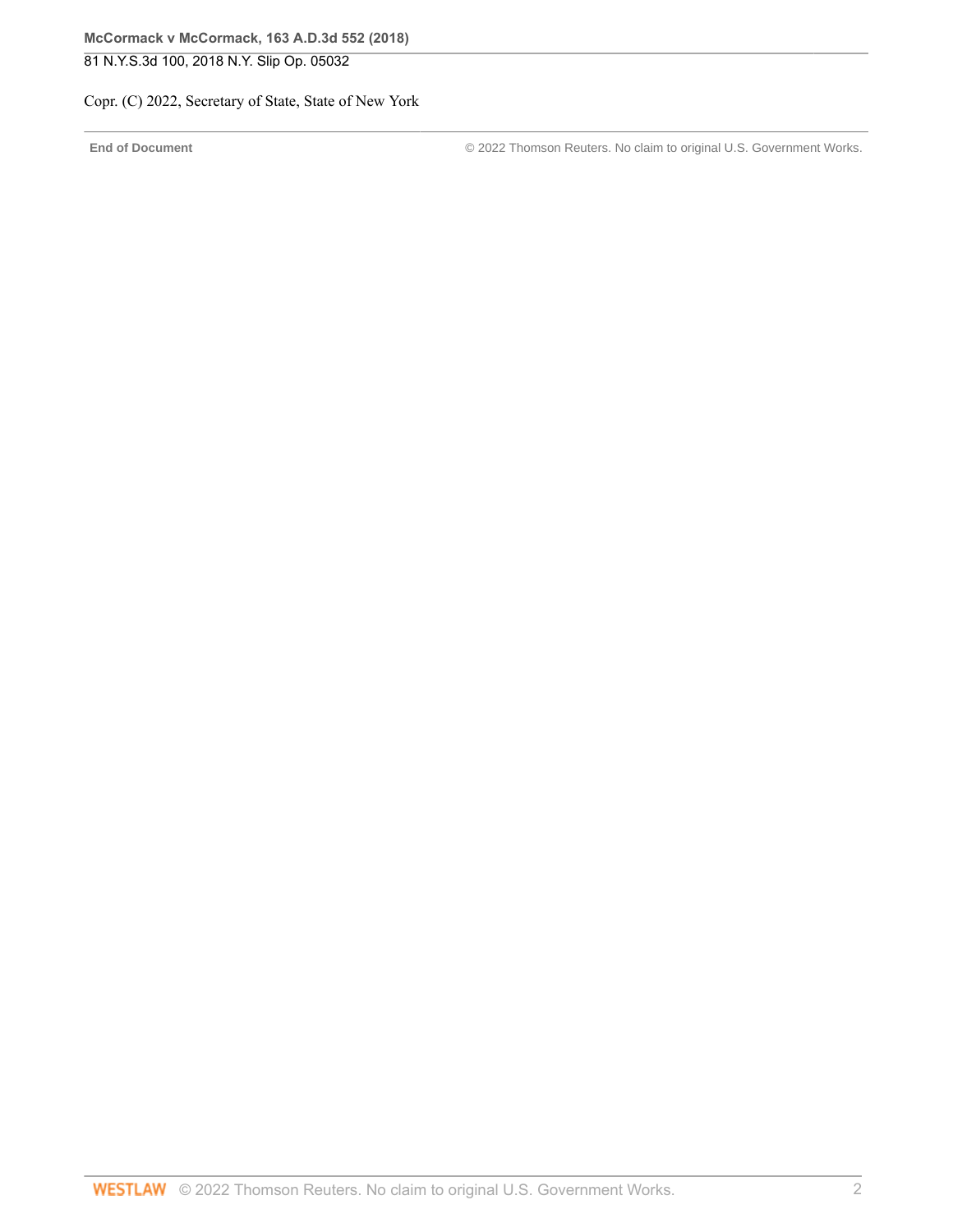Copr. (C) 2022, Secretary of State, State of New York

---

**End of Document** © 2022 Thomson Reuters. No claim to original U.S. Government Works.